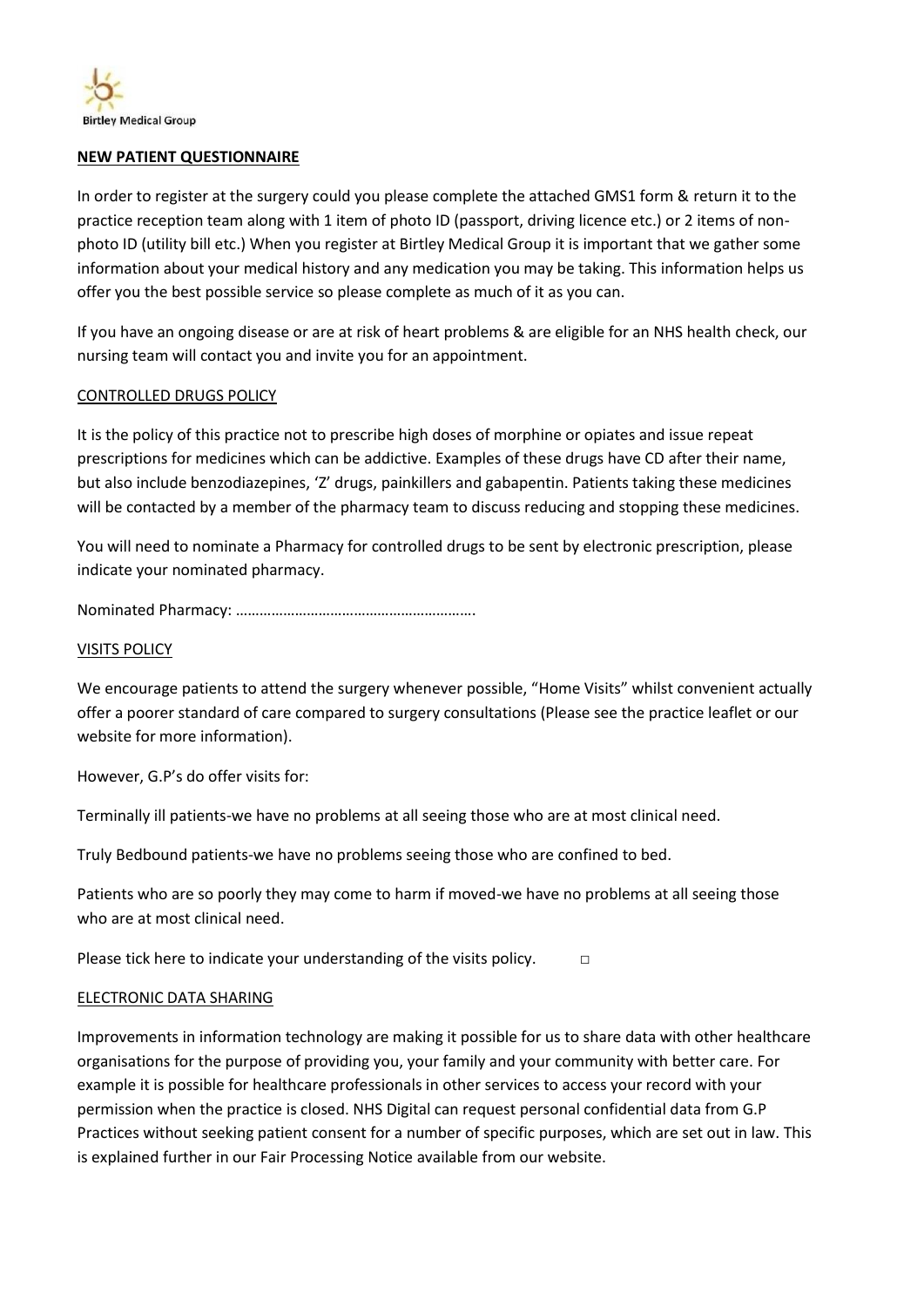Birtley Medical Group

## NEW PATIENT QUESTIONNAIRE

In order to register at the surgery could you please complete the attached GMS1 form & return it to the practice reception team along with 1 item of photo ID (passport, driving licence etc.) or 2 items of non-photo ID (utility bill etc.) When you register at Birtley Medical Group it is important that we gather some information about your medical history and any medication you may be taking. This information helps us offer you the best possible service so please complete as much of it as you can.

If you have an ongoing disease or are at risk of heart problems & are eligible for an NHS health check, our nursing team will contact you and invite you for an appointment.

### CONTROLLED DRUGS POLICY

It is the policy of this practice not to prescribe high doses of morphine or opiates and issue repeat prescriptions for medicines which can be addictive. Examples of these drugs have CD after their name, but also include benzodiazepines, 'Z' drugs, painkillers and gabapentin. Patients taking these medicines will be contacted by a member of the pharmacy team to discuss reducing and stopping these medicines.

You will need to nominate a Pharmacy for controlled drugs to be sent by electronic prescription, please indicate your nominated pharmacy.

Nominated Pharmacy: …………………………………………………….

### VISITS POLICY

We encourage patients to attend the surgery whenever possible, "Home Visits" whilst convenient actually offer a poorer standard of care compared to surgery consultations (Please see the practice leaflet or our website for more information).

However, G.P's do offer visits for:

Terminally ill patients-we have no problems at all seeing those who are at most clinical need.

Truly Bedbound patients-we have no problems seeing those who are confined to bed.

Patients who are so poorly they may come to harm if moved-we have no problems at all seeing those who are at most clinical need.

Please tick here to indicate your understanding of the visits policy. □

### ELECTRONIC DATA SHARING

Improvements in information technology are making it possible for us to share data with other healthcare organisations for the purpose of providing you, your family and your community with better care. For example it is possible for healthcare professionals in other services to access your record with your permission when the practice is closed. NHS Digital can request personal confidential data from G.P Practices without seeking patient consent for a number of specific purposes, which are set out in law. This is explained further in our Fair Processing Notice available from our website.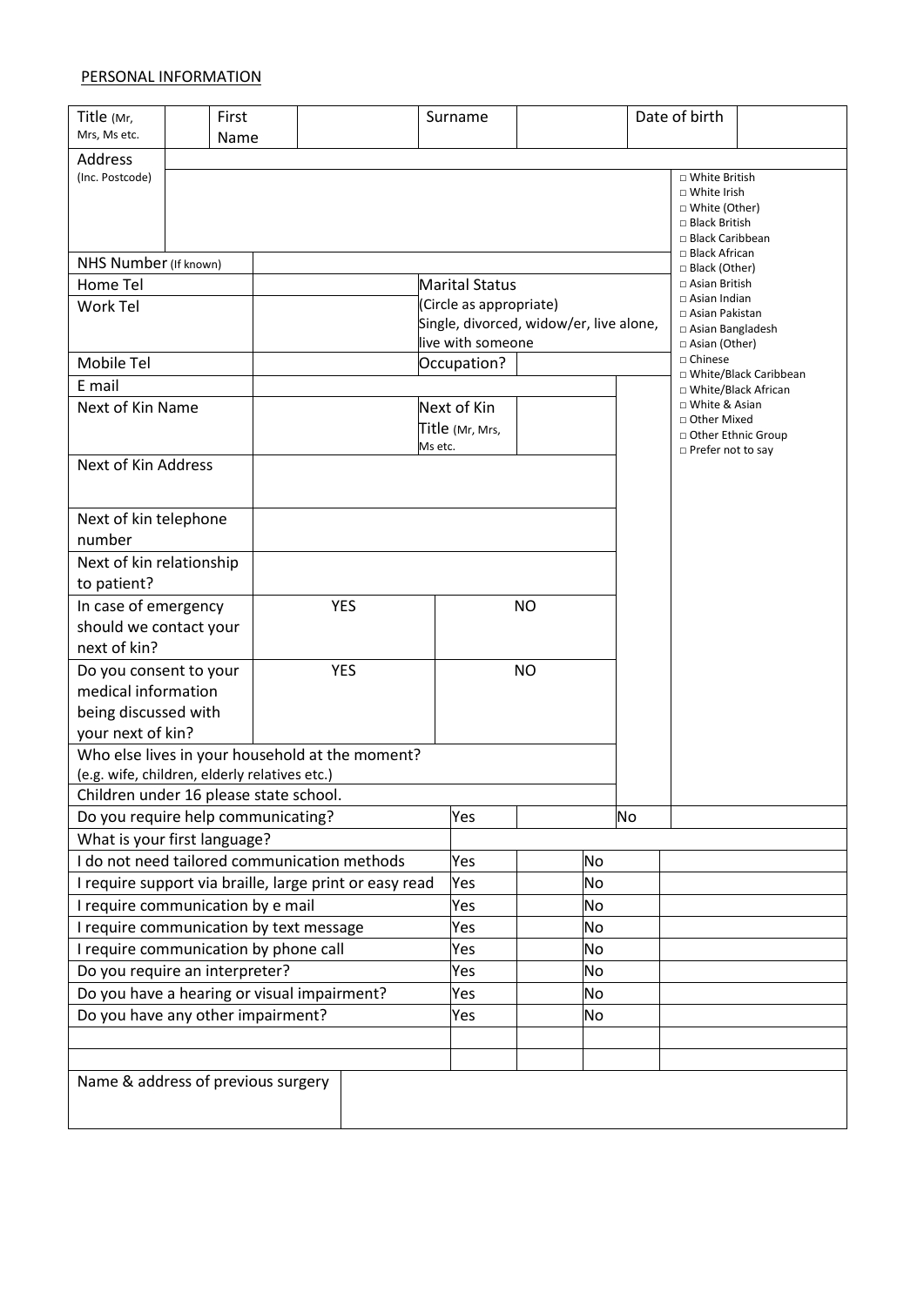PERSONAL INFORMATION

| Title (Mr, Mrs, Ms etc.) | | First Name | | Surname | | Date of birth | |
|---|---|---|---|---|---|---|---|
| Address (Inc. Postcode) | | | | | | | |
| NHS Number (If known) | | | | | | | |
| Home Tel | | Marital Status | | | | | |
| Work Tel | | (Circle as appropriate) Single, divorced, widow/er, live alone, live with someone | | | | | |
| Mobile Tel | | Occupation? | | | | | |
| E mail | | | | | | | |
| Next of Kin Name | | Next of Kin Title (Mr, Mrs, Ms etc. | | | | | |
| Next of Kin Address | | | | | | | |
| Next of kin telephone number | | | | | | | |
| Next of kin relationship to patient? | | | | | | | |
| In case of emergency should we contact your next of kin? | YES | NO | | | | | |
| Do you consent to your medical information being discussed with your next of kin? | YES | NO | | | | | |
| Who else lives in your household at the moment? (e.g. wife, children, elderly relatives etc.) | | | | | | | |
| Children under 16 please state school. | | | | | | | |

Ethnicity:

- □ White British
- □ White Irish
- □ White (Other)
- □ Black British
- □ Black Caribbean
- □ Black African
- □ Black (Other)
- □ Asian British
- □ Asian Indian
- □ Asian Pakistan
- □ Asian Bangladesh
- □ Asian (Other)
- □ Chinese
- □ White/Black Caribbean
- □ White/Black African
- □ White & Asian
- □ Other Mixed
- □ Other Ethnic Group
- □ Prefer not to say

| | | | | | |
|---|---|---|---|---|---|
| Do you require help communicating? | Yes | | No | | |
| What is your first language? | | | | | |
| I do not need tailored communication methods | Yes | | No | | |
| I require support via braille, large print or easy read | Yes | | No | | |
| I require communication by e mail | Yes | | No | | |
| I require communication by text message | Yes | | No | | |
| I require communication by phone call | Yes | | No | | |
| Do you require an interpreter? | Yes | | No | | |
| Do you have a hearing or visual impairment? | Yes | | No | | |
| Do you have any other impairment? | Yes | | No | | |
| | | | | | |
| | | | | | |
| Name & address of previous surgery | | | | | |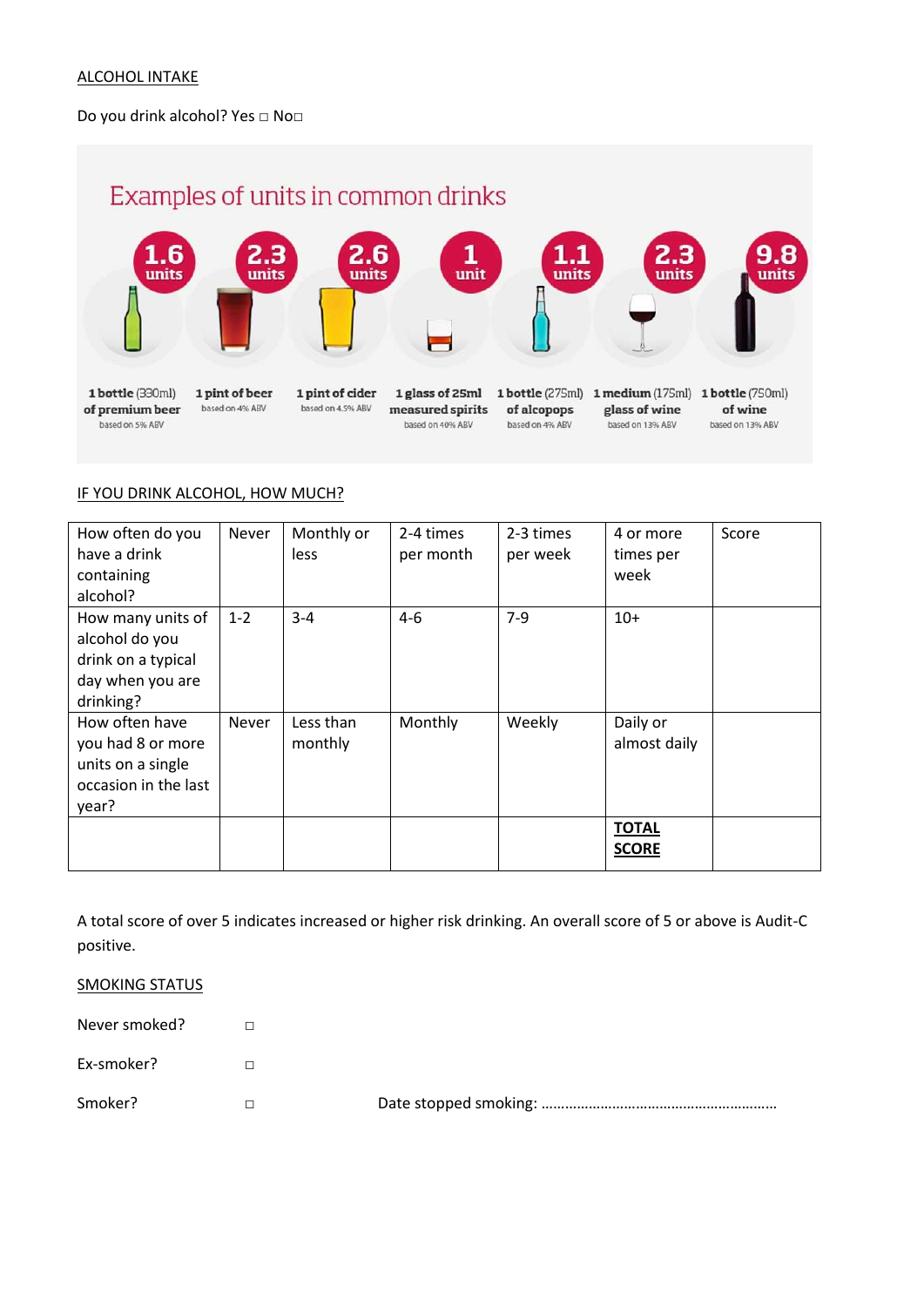ALCOHOL INTAKE

Do you drink alcohol? Yes □ No□

Examples of units in common drinks

| 1.6 units | 2.3 units | 2.6 units | 1 unit | 1.1 units | 2.3 units | 9.8 units |
|---|---|---|---|---|---|---|
| 1 bottle (330ml) of premium beer based on 5% ABV | 1 pint of beer based on 4% ABV | 1 pint of cider based on 4.5% ABV | 1 glass of 25ml measured spirits based on 40% ABV | 1 bottle (275ml) of alcopops based on 4% ABV | 1 medium (175ml) glass of wine based on 13% ABV | 1 bottle (750ml) of wine based on 13% ABV |

IF YOU DRINK ALCOHOL, HOW MUCH?

| How often do you have a drink containing alcohol? | Never | Monthly or less | 2-4 times per month | 2-3 times per week | 4 or more times per week | Score |
|---|---|---|---|---|---|---|
| How many units of alcohol do you drink on a typical day when you are drinking? | 1-2 | 3-4 | 4-6 | 7-9 | 10+ | |
| How often have you had 8 or more units on a single occasion in the last year? | Never | Less than monthly | Monthly | Weekly | Daily or almost daily | |
| | | | | | **TOTAL SCORE** | |

A total score of over 5 indicates increased or higher risk drinking. An overall score of 5 or above is Audit-C positive.

SMOKING STATUS

Never smoked? □

Ex-smoker? □

Smoker? □ Date stopped smoking: ………………………………………………….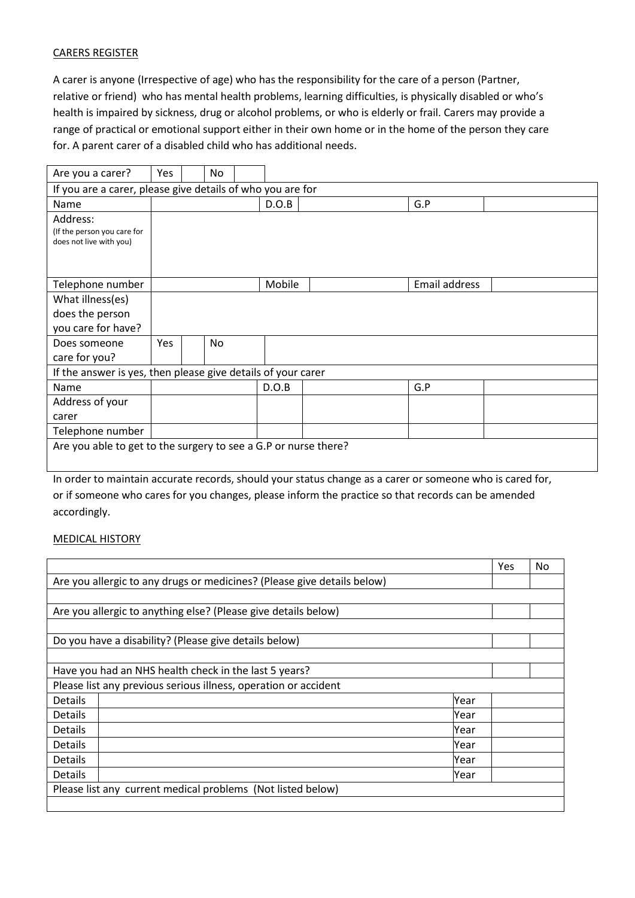## CARERS REGISTER

A carer is anyone (Irrespective of age) who has the responsibility for the care of a person (Partner, relative or friend) who has mental health problems, learning difficulties, is physically disabled or who's health is impaired by sickness, drug or alcohol problems, or who is elderly or frail. Carers may provide a range of practical or emotional support either in their own home or in the home of the person they care for. A parent carer of a disabled child who has additional needs.

| Are you a carer? | Yes | | No | | | | |
|---|---|---|---|---|---|---|---|
| If you are a carer, please give details of who you are for | | | | | | | |
| Name | | | | D.O.B | | G.P | |
| Address: (If the person you care for does not live with you) | | | | | | | |
| Telephone number | | | | Mobile | | Email address | |
| What illness(es) does the person you care for have? | | | | | | | |
| Does someone care for you? | Yes | | No | | | | |
| If the answer is yes, then please give details of your carer | | | | | | | |
| Name | | | | D.O.B | | G.P | |
| Address of your carer | | | | | | | |
| Telephone number | | | | | | | |
| Are you able to get to the surgery to see a G.P or nurse there? | | | | | | | |

In order to maintain accurate records, should your status change as a carer or someone who is cared for, or if someone who cares for you changes, please inform the practice so that records can be amended accordingly.

## MEDICAL HISTORY

| | | | Yes | No |
|---|---|---|---|---|
| Are you allergic to any drugs or medicines? (Please give details below) | | | | |
| | | | | |
| Are you allergic to anything else? (Please give details below) | | | | |
| | | | | |
| Do you have a disability? (Please give details below) | | | | |
| | | | | |
| Have you had an NHS health check in the last 5 years? | | | | |
| Please list any previous serious illness, operation or accident | | | | |
| Details | | Year | | |
| Details | | Year | | |
| Details | | Year | | |
| Details | | Year | | |
| Details | | Year | | |
| Details | | Year | | |
| Please list any current medical problems (Not listed below) | | | | |
| | | | | |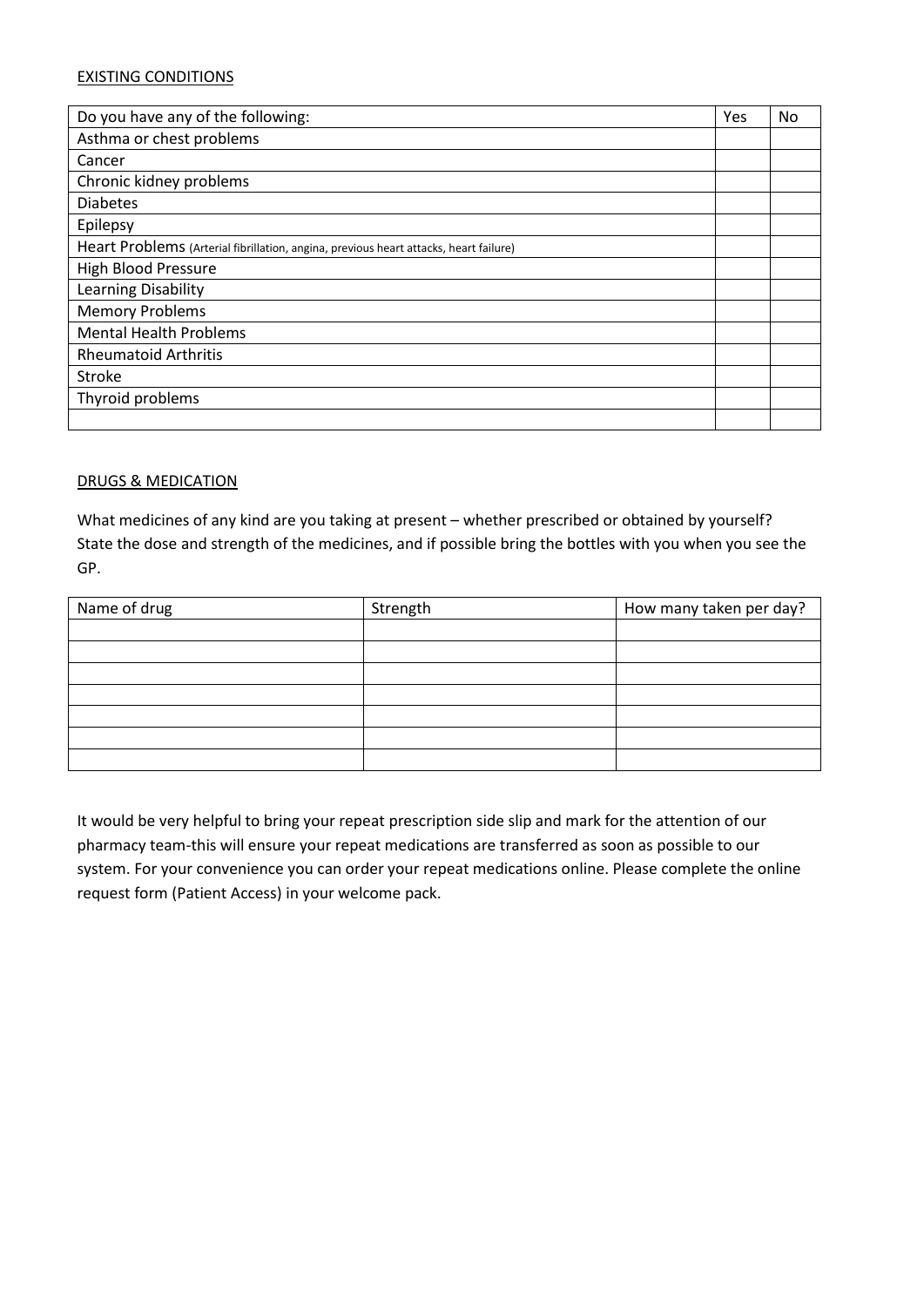EXISTING CONDITIONS

| Do you have any of the following: | Yes | No |
|---|---|---|
| Asthma or chest problems | | |
| Cancer | | |
| Chronic kidney problems | | |
| Diabetes | | |
| Epilepsy | | |
| Heart Problems (Arterial fibrillation, angina, previous heart attacks, heart failure) | | |
| High Blood Pressure | | |
| Learning Disability | | |
| Memory Problems | | |
| Mental Health Problems | | |
| Rheumatoid Arthritis | | |
| Stroke | | |
| Thyroid problems | | |
| | | |

DRUGS & MEDICATION

What medicines of any kind are you taking at present – whether prescribed or obtained by yourself? State the dose and strength of the medicines, and if possible bring the bottles with you when you see the GP.

| Name of drug | Strength | How many taken per day? |
|---|---|---|
| | | |
| | | |
| | | |
| | | |
| | | |
| | | |
| | | |

It would be very helpful to bring your repeat prescription side slip and mark for the attention of our pharmacy team-this will ensure your repeat medications are transferred as soon as possible to our system. For your convenience you can order your repeat medications online. Please complete the online request form (Patient Access) in your welcome pack.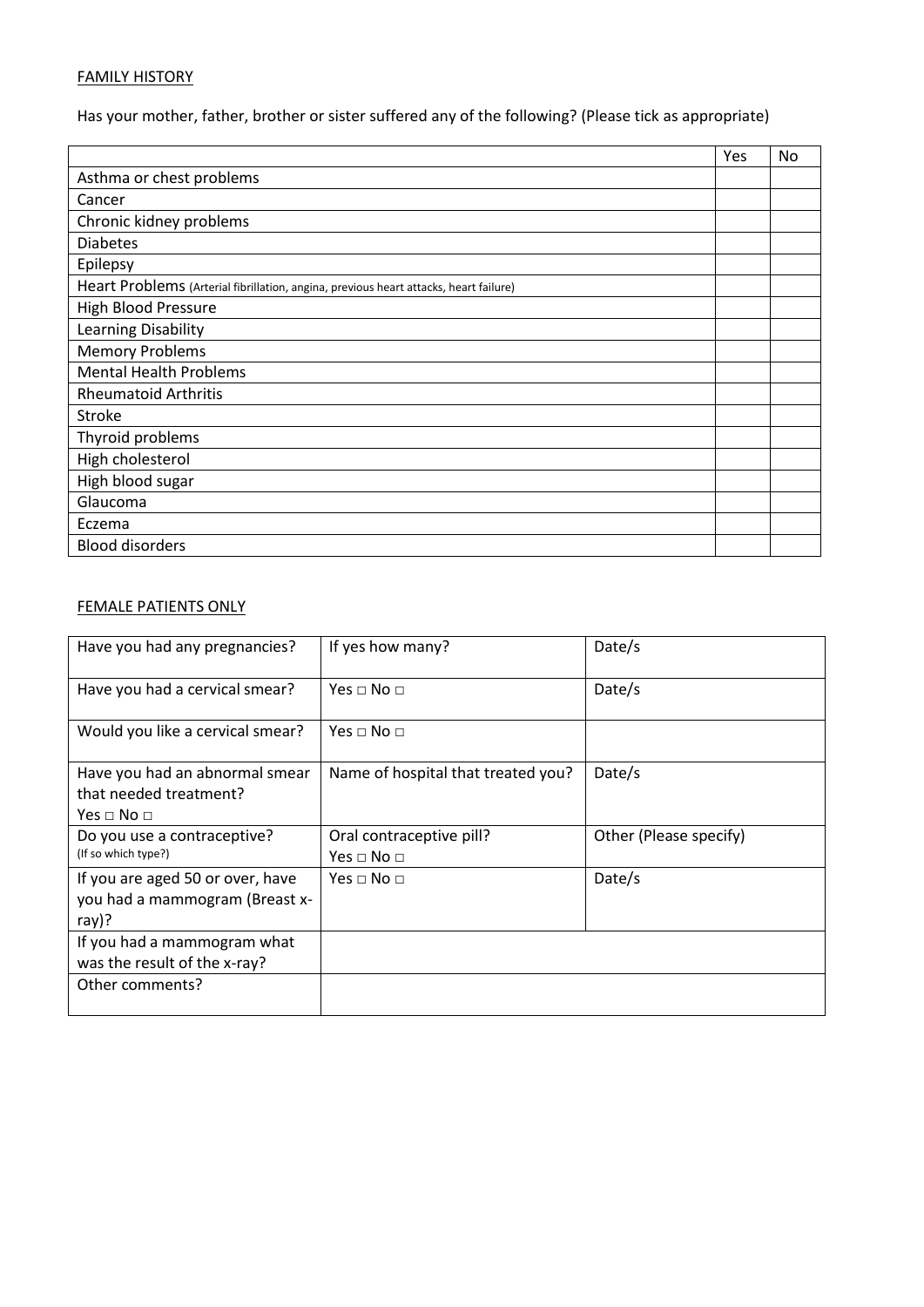FAMILY HISTORY

Has your mother, father, brother or sister suffered any of the following? (Please tick as appropriate)

| | Yes | No |
|---|---|---|
| Asthma or chest problems | | |
| Cancer | | |
| Chronic kidney problems | | |
| Diabetes | | |
| Epilepsy | | |
| Heart Problems (Arterial fibrillation, angina, previous heart attacks, heart failure) | | |
| High Blood Pressure | | |
| Learning Disability | | |
| Memory Problems | | |
| Mental Health Problems | | |
| Rheumatoid Arthritis | | |
| Stroke | | |
| Thyroid problems | | |
| High cholesterol | | |
| High blood sugar | | |
| Glaucoma | | |
| Eczema | | |
| Blood disorders | | |

FEMALE PATIENTS ONLY

| | | |
|---|---|---|
| Have you had any pregnancies? | If yes how many? | Date/s |
| Have you had a cervical smear? | Yes □ No □ | Date/s |
| Would you like a cervical smear? | Yes □ No □ | |
| Have you had an abnormal smear that needed treatment? Yes □ No □ | Name of hospital that treated you? | Date/s |
| Do you use a contraceptive? (If so which type?) | Oral contraceptive pill? Yes □ No □ | Other (Please specify) |
| If you are aged 50 or over, have you had a mammogram (Breast x-ray)? | Yes □ No □ | Date/s |
| If you had a mammogram what was the result of the x-ray? | | |
| Other comments? | | |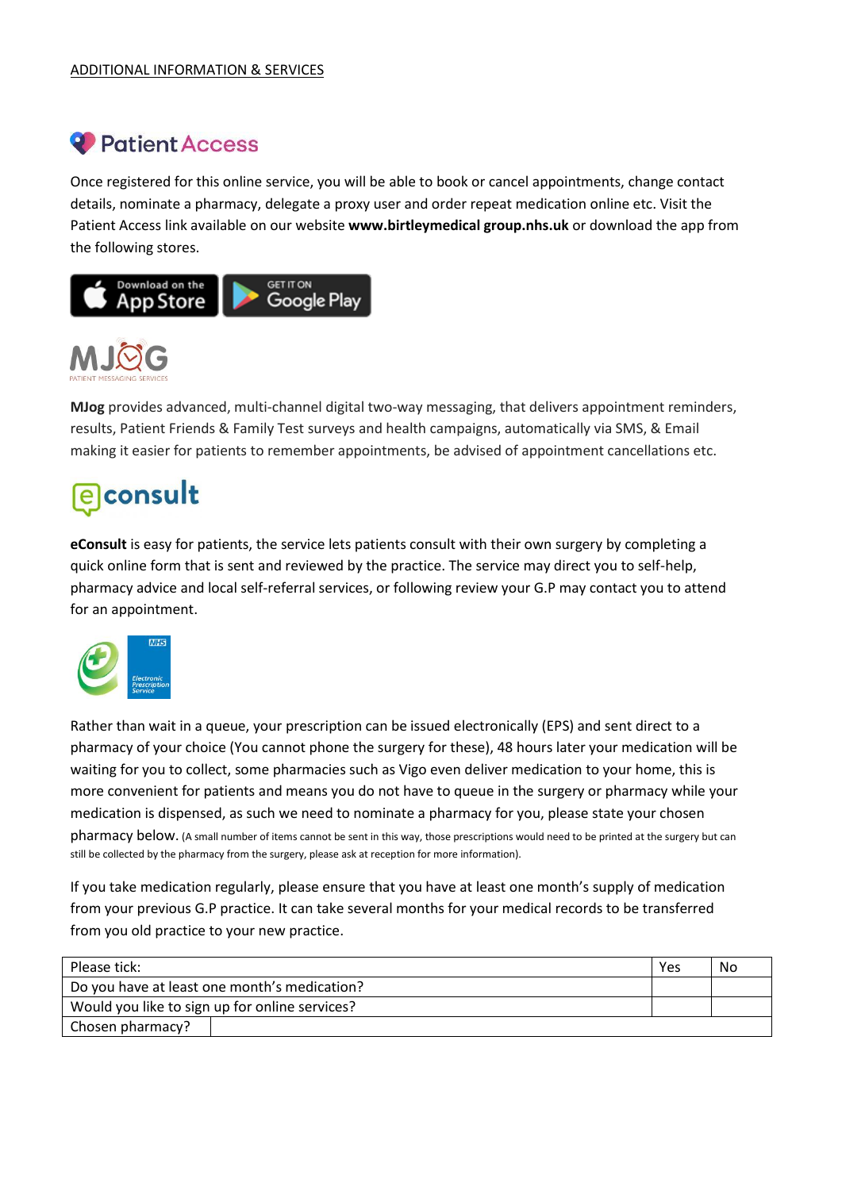ADDITIONAL INFORMATION & SERVICES

## Patient Access

Once registered for this online service, you will be able to book or cancel appointments, change contact details, nominate a pharmacy, delegate a proxy user and order repeat medication online etc. Visit the Patient Access link available on our website **www.birtleymedical group.nhs.uk** or download the app from the following stores.

Download on the App Store | GET IT ON Google Play

## MJOG

PATIENT MESSAGING SERVICES

**MJog** provides advanced, multi-channel digital two-way messaging, that delivers appointment reminders, results, Patient Friends & Family Test surveys and health campaigns, automatically via SMS, & Email making it easier for patients to remember appointments, be advised of appointment cancellations etc.

## econsult

**eConsult** is easy for patients, the service lets patients consult with their own surgery by completing a quick online form that is sent and reviewed by the practice. The service may direct you to self-help, pharmacy advice and local self-referral services, or following review your G.P may contact you to attend for an appointment.

NHS Electronic Prescription Service

Rather than wait in a queue, your prescription can be issued electronically (EPS) and sent direct to a pharmacy of your choice (You cannot phone the surgery for these), 48 hours later your medication will be waiting for you to collect, some pharmacies such as Vigo even deliver medication to your home, this is more convenient for patients and means you do not have to queue in the surgery or pharmacy while your medication is dispensed, as such we need to nominate a pharmacy for you, please state your chosen pharmacy below. (A small number of items cannot be sent in this way, those prescriptions would need to be printed at the surgery but can still be collected by the pharmacy from the surgery, please ask at reception for more information).

If you take medication regularly, please ensure that you have at least one month's supply of medication from your previous G.P practice. It can take several months for your medical records to be transferred from you old practice to your new practice.

| Please tick: | Yes | No |
|---|---|---|
| Do you have at least one month's medication? | | |
| Would you like to sign up for online services? | | |
| Chosen pharmacy? | | |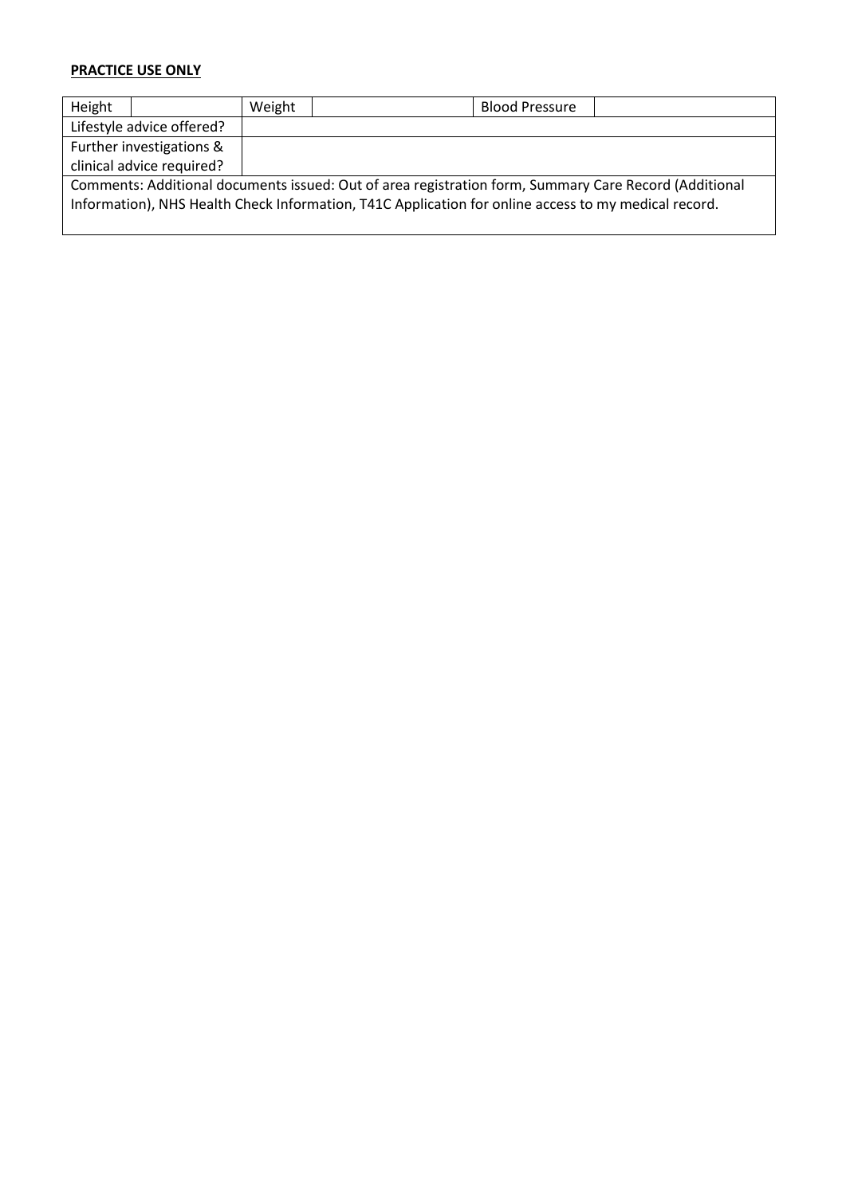**PRACTICE USE ONLY**

| | | | | | |
|---|---|---|---|---|---|
| Height | | Weight | | Blood Pressure | |
| Lifestyle advice offered? | | | | | |
| Further investigations & clinical advice required? | | | | | |
| Comments: Additional documents issued: Out of area registration form, Summary Care Record (Additional Information), NHS Health Check Information, T41C Application for online access to my medical record. | | | | | |